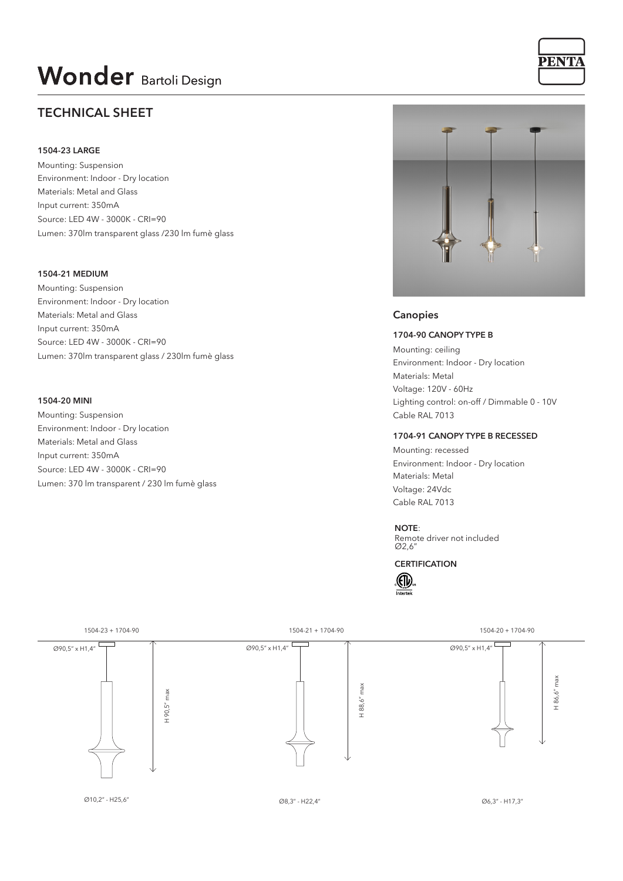# Wonder Bartoli Design

PENTA

## TECHNICAL SHEET

### 1504-23 LARGE

Mounting: Suspension
Environment: Indoor - Dry location
Materials: Metal and Glass
Input current: 350mA
Source: LED 4W - 3000K - CRI=90
Lumen: 370lm transparent glass /230 lm fumè glass

### 1504-21 MEDIUM

Mounting: Suspension
Environment: Indoor - Dry location
Materials: Metal and Glass
Input current: 350mA
Source: LED 4W - 3000K - CRI=90
Lumen: 370lm transparent glass / 230lm fumè glass

### 1504-20 MINI

Mounting: Suspension
Environment: Indoor - Dry location
Materials: Metal and Glass
Input current: 350mA
Source: LED 4W - 3000K - CRI=90
Lumen: 370 lm transparent / 230 lm fumè glass

## Canopies

### 1704-90 CANOPY TYPE B

Mounting: ceiling
Environment: Indoor - Dry location
Materials: Metal
Voltage: 120V - 60Hz
Lighting control: on-off / Dimmable 0 - 10V
Cable RAL 7013

### 1704-91 CANOPY TYPE B RECESSED

Mounting: recessed
Environment: Indoor - Dry location
Materials: Metal
Voltage: 24Vdc
Cable RAL 7013

**NOTE**:
Remote driver not included
Ø2,6"

**CERTIFICATION**

1504-23 + 1704-90
Ø90,5" x H1,4"
H 90,5" max
Ø10,2" - H25,6"

1504-21 + 1704-90
Ø90,5" x H1,4"
H 88,6" max
Ø8,3" - H22,4"

1504-20 + 1704-90
Ø90,5" x H1,4"
H 86,6" max
Ø6,3" - H17,3"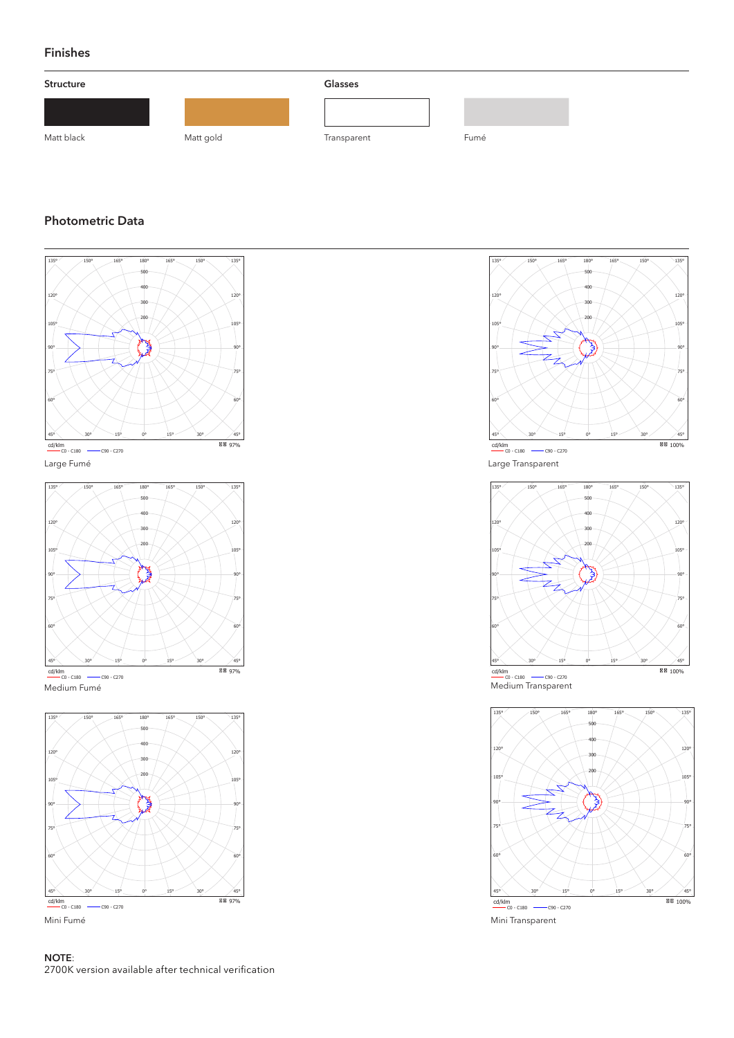## Finishes

### Structure

Matt black

Matt gold

### Glasses

Transparent

Fumé

## Photometric Data

cd/klm
C0 - C180 C90 - C270
97%

Large Fumé

cd/klm
C0 - C180 C90 - C270
100%

Large Transparent

cd/klm
C0 - C180 C90 - C270
97%

Medium Fumé

cd/klm
C0 - C180 C90 - C270
100%

Medium Transparent

cd/klm
C0 - C180 C90 - C270
97%

Mini Fumé

cd/klm
C0 - C180 C90 - C270
100%

Mini Transparent

**NOTE**:
2700K version available after technical verification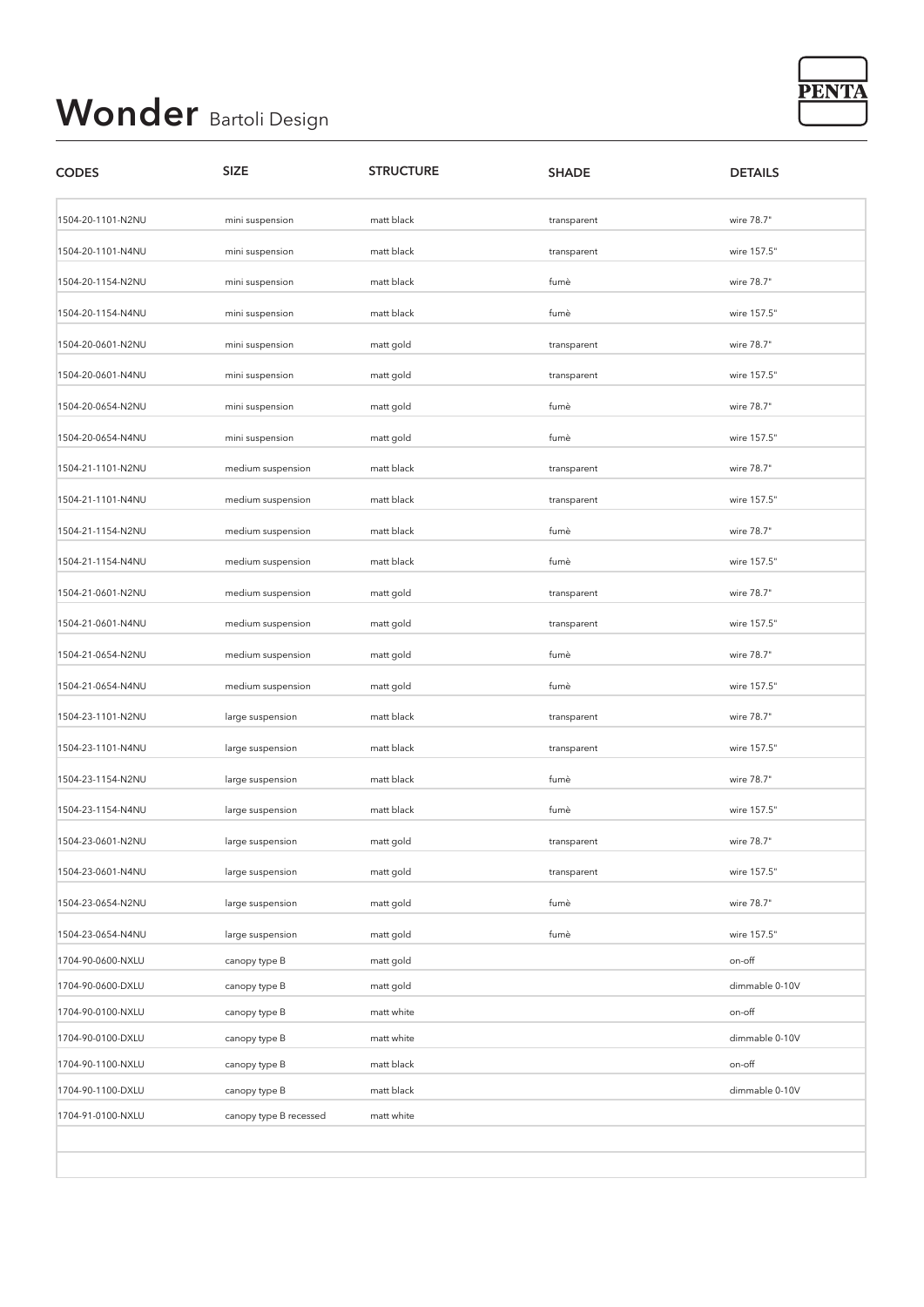# Wonder Bartoli Design

| CODES | SIZE | STRUCTURE | SHADE | DETAILS |
|---|---|---|---|---|
| 1504-20-1101-N2NU | mini suspension | matt black | transparent | wire 78.7" |
| 1504-20-1101-N4NU | mini suspension | matt black | transparent | wire 157.5" |
| 1504-20-1154-N2NU | mini suspension | matt black | fumè | wire 78.7" |
| 1504-20-1154-N4NU | mini suspension | matt black | fumè | wire 157.5" |
| 1504-20-0601-N2NU | mini suspension | matt gold | transparent | wire 78.7" |
| 1504-20-0601-N4NU | mini suspension | matt gold | transparent | wire 157.5" |
| 1504-20-0654-N2NU | mini suspension | matt gold | fumè | wire 78.7" |
| 1504-20-0654-N4NU | mini suspension | matt gold | fumè | wire 157.5" |
| 1504-21-1101-N2NU | medium suspension | matt black | transparent | wire 78.7" |
| 1504-21-1101-N4NU | medium suspension | matt black | transparent | wire 157.5" |
| 1504-21-1154-N2NU | medium suspension | matt black | fumè | wire 78.7" |
| 1504-21-1154-N4NU | medium suspension | matt black | fumè | wire 157.5" |
| 1504-21-0601-N2NU | medium suspension | matt gold | transparent | wire 78.7" |
| 1504-21-0601-N4NU | medium suspension | matt gold | transparent | wire 157.5" |
| 1504-21-0654-N2NU | medium suspension | matt gold | fumè | wire 78.7" |
| 1504-21-0654-N4NU | medium suspension | matt gold | fumè | wire 157.5" |
| 1504-23-1101-N2NU | large suspension | matt black | transparent | wire 78.7" |
| 1504-23-1101-N4NU | large suspension | matt black | transparent | wire 157.5" |
| 1504-23-1154-N2NU | large suspension | matt black | fumè | wire 78.7" |
| 1504-23-1154-N4NU | large suspension | matt black | fumè | wire 157.5" |
| 1504-23-0601-N2NU | large suspension | matt gold | transparent | wire 78.7" |
| 1504-23-0601-N4NU | large suspension | matt gold | transparent | wire 157.5" |
| 1504-23-0654-N2NU | large suspension | matt gold | fumè | wire 78.7" |
| 1504-23-0654-N4NU | large suspension | matt gold | fumè | wire 157.5" |
| 1704-90-0600-NXLU | canopy type B | matt gold | | on-off |
| 1704-90-0600-DXLU | canopy type B | matt gold | | dimmable 0-10V |
| 1704-90-0100-NXLU | canopy type B | matt white | | on-off |
| 1704-90-0100-DXLU | canopy type B | matt white | | dimmable 0-10V |
| 1704-90-1100-NXLU | canopy type B | matt black | | on-off |
| 1704-90-1100-DXLU | canopy type B | matt black | | dimmable 0-10V |
| 1704-91-0100-NXLU | canopy type B recessed | matt white | | |